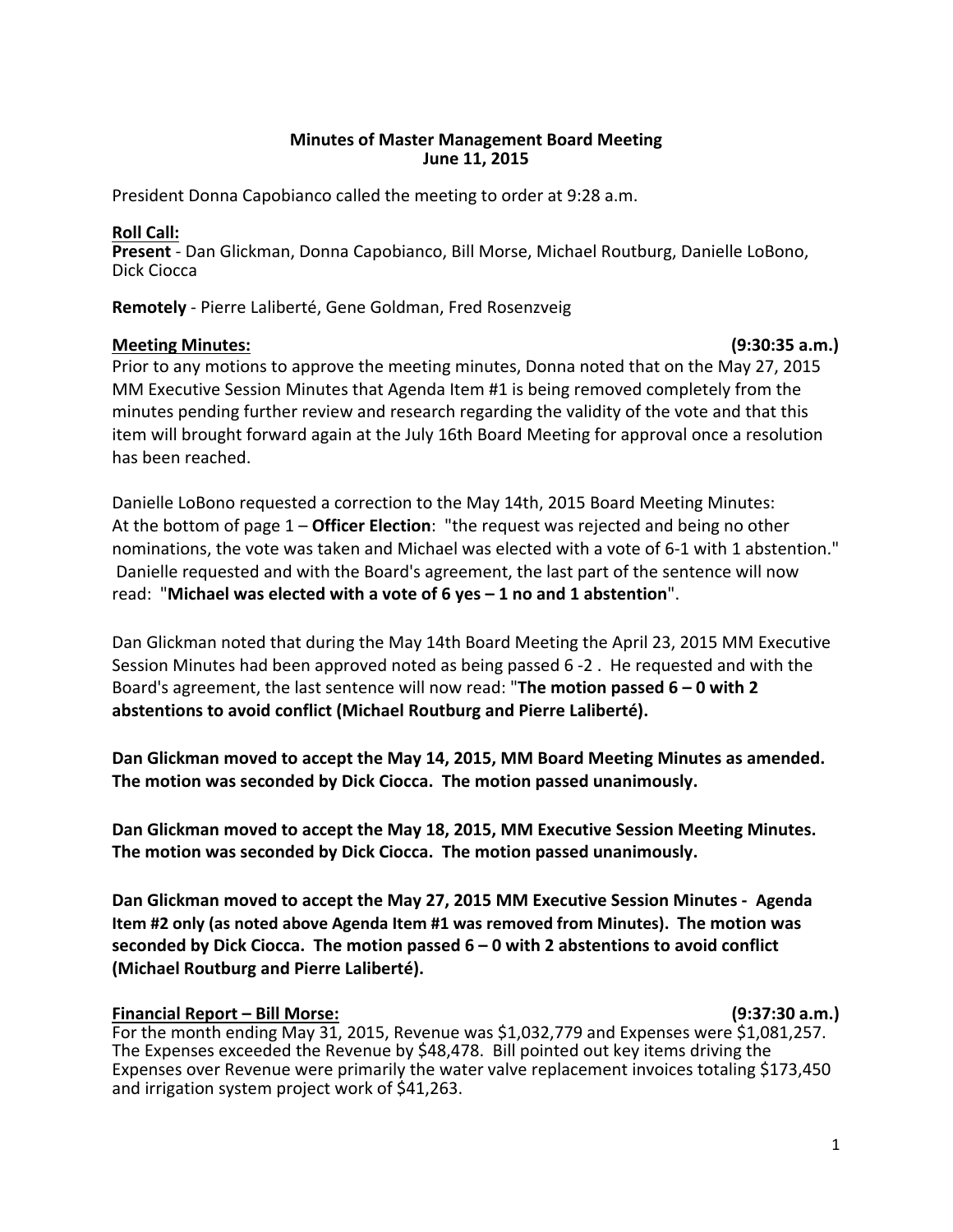**Minutes of Master Management Board Meeting**
**June 11, 2015**

President Donna Capobianco called the meeting to order at 9:28 a.m.

**Roll Call:**
**Present** - Dan Glickman, Donna Capobianco, Bill Morse, Michael Routburg, Danielle LoBono, Dick Ciocca

**Remotely** - Pierre Laliberté, Gene Goldman, Fred Rosenzveig

**Meeting Minutes:** **(9:30:35 a.m.)**
Prior to any motions to approve the meeting minutes, Donna noted that on the May 27, 2015 MM Executive Session Minutes that Agenda Item #1 is being removed completely from the minutes pending further review and research regarding the validity of the vote and that this item will brought forward again at the July 16th Board Meeting for approval once a resolution has been reached.

Danielle LoBono requested a correction to the May 14th, 2015 Board Meeting Minutes:
At the bottom of page 1 – **Officer Election**: "the request was rejected and being no other nominations, the vote was taken and Michael was elected with a vote of 6-1 with 1 abstention." Danielle requested and with the Board's agreement, the last part of the sentence will now read: "**Michael was elected with a vote of 6 yes – 1 no and 1 abstention**".

Dan Glickman noted that during the May 14th Board Meeting the April 23, 2015 MM Executive Session Minutes had been approved noted as being passed 6 -2 . He requested and with the Board's agreement, the last sentence will now read: "**The motion passed 6 – 0 with 2 abstentions to avoid conflict (Michael Routburg and Pierre Laliberté).**

**Dan Glickman moved to accept the May 14, 2015, MM Board Meeting Minutes as amended. The motion was seconded by Dick Ciocca. The motion passed unanimously.**

**Dan Glickman moved to accept the May 18, 2015, MM Executive Session Meeting Minutes. The motion was seconded by Dick Ciocca. The motion passed unanimously.**

**Dan Glickman moved to accept the May 27, 2015 MM Executive Session Minutes - Agenda Item #2 only (as noted above Agenda Item #1 was removed from Minutes). The motion was seconded by Dick Ciocca. The motion passed 6 – 0 with 2 abstentions to avoid conflict (Michael Routburg and Pierre Laliberté).**

**Financial Report – Bill Morse:** **(9:37:30 a.m.)**
For the month ending May 31, 2015, Revenue was $1,032,779 and Expenses were $1,081,257. The Expenses exceeded the Revenue by $48,478. Bill pointed out key items driving the Expenses over Revenue were primarily the water valve replacement invoices totaling $173,450 and irrigation system project work of $41,263.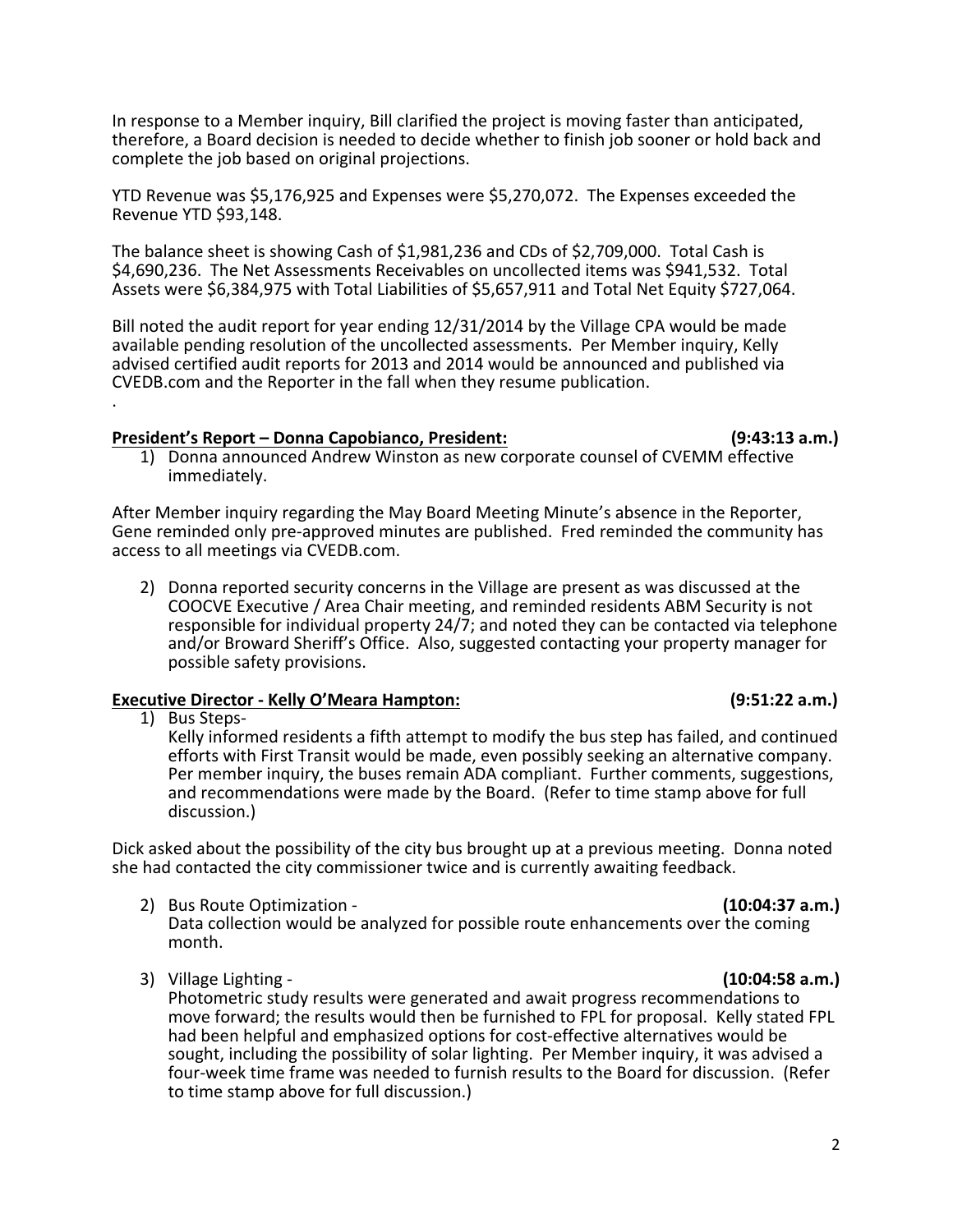In response to a Member inquiry, Bill clarified the project is moving faster than anticipated, therefore, a Board decision is needed to decide whether to finish job sooner or hold back and complete the job based on original projections.

YTD Revenue was $5,176,925 and Expenses were $5,270,072. The Expenses exceeded the Revenue YTD $93,148.

The balance sheet is showing Cash of $1,981,236 and CDs of $2,709,000. Total Cash is $4,690,236. The Net Assessments Receivables on uncollected items was $941,532. Total Assets were $6,384,975 with Total Liabilities of $5,657,911 and Total Net Equity $727,064.

Bill noted the audit report for year ending 12/31/2014 by the Village CPA would be made available pending resolution of the uncollected assessments. Per Member inquiry, Kelly advised certified audit reports for 2013 and 2014 would be announced and published via CVEDB.com and the Reporter in the fall when they resume publication.

.

**President's Report – Donna Capobianco, President: (9:43:13 a.m.)**

1) Donna announced Andrew Winston as new corporate counsel of CVEMM effective immediately.

After Member inquiry regarding the May Board Meeting Minute's absence in the Reporter, Gene reminded only pre-approved minutes are published. Fred reminded the community has access to all meetings via CVEDB.com.

2) Donna reported security concerns in the Village are present as was discussed at the COOCVE Executive / Area Chair meeting, and reminded residents ABM Security is not responsible for individual property 24/7; and noted they can be contacted via telephone and/or Broward Sheriff's Office. Also, suggested contacting your property manager for possible safety provisions.

**Executive Director - Kelly O'Meara Hampton: (9:51:22 a.m.)**

1) Bus Steps-
Kelly informed residents a fifth attempt to modify the bus step has failed, and continued efforts with First Transit would be made, even possibly seeking an alternative company. Per member inquiry, the buses remain ADA compliant. Further comments, suggestions, and recommendations were made by the Board. (Refer to time stamp above for full discussion.)

Dick asked about the possibility of the city bus brought up at a previous meeting. Donna noted she had contacted the city commissioner twice and is currently awaiting feedback.

2) Bus Route Optimization - **(10:04:37 a.m.)**
Data collection would be analyzed for possible route enhancements over the coming month.

3) Village Lighting - **(10:04:58 a.m.)**
Photometric study results were generated and await progress recommendations to move forward; the results would then be furnished to FPL for proposal. Kelly stated FPL had been helpful and emphasized options for cost-effective alternatives would be sought, including the possibility of solar lighting. Per Member inquiry, it was advised a four-week time frame was needed to furnish results to the Board for discussion. (Refer to time stamp above for full discussion.)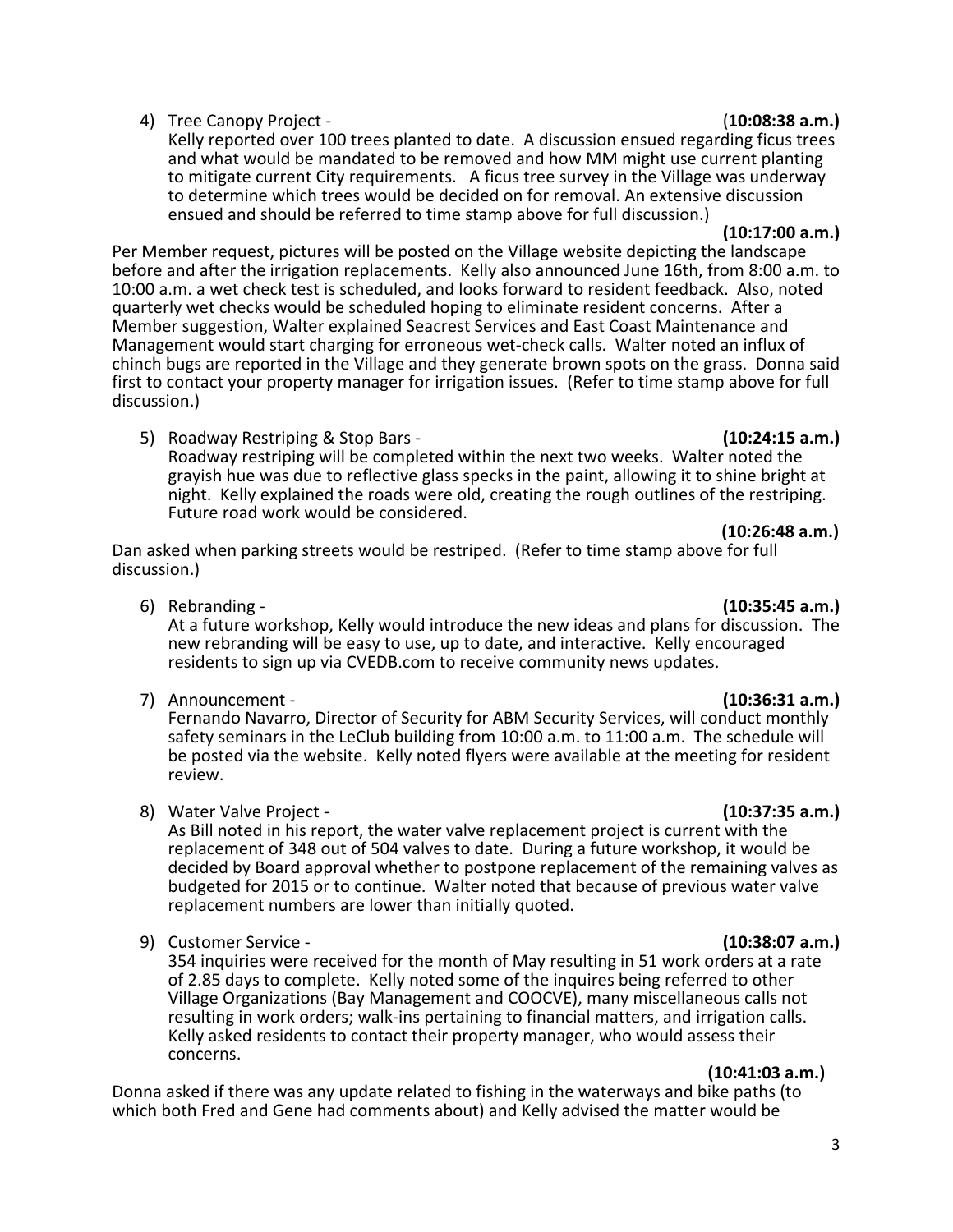4) Tree Canopy Project - (**10:08:38 a.m.)**
   Kelly reported over 100 trees planted to date. A discussion ensued regarding ficus trees and what would be mandated to be removed and how MM might use current planting to mitigate current City requirements. A ficus tree survey in the Village was underway to determine which trees would be decided on for removal. An extensive discussion ensued and should be referred to time stamp above for full discussion.)

**(10:17:00 a.m.)**

Per Member request, pictures will be posted on the Village website depicting the landscape before and after the irrigation replacements. Kelly also announced June 16th, from 8:00 a.m. to 10:00 a.m. a wet check test is scheduled, and looks forward to resident feedback. Also, noted quarterly wet checks would be scheduled hoping to eliminate resident concerns. After a Member suggestion, Walter explained Seacrest Services and East Coast Maintenance and Management would start charging for erroneous wet-check calls. Walter noted an influx of chinch bugs are reported in the Village and they generate brown spots on the grass. Donna said first to contact your property manager for irrigation issues. (Refer to time stamp above for full discussion.)

5) Roadway Restriping & Stop Bars - **(10:24:15 a.m.)**
   Roadway restriping will be completed within the next two weeks. Walter noted the grayish hue was due to reflective glass specks in the paint, allowing it to shine bright at night. Kelly explained the roads were old, creating the rough outlines of the restriping. Future road work would be considered.

**(10:26:48 a.m.)**

Dan asked when parking streets would be restriped. (Refer to time stamp above for full discussion.)

6) Rebranding - **(10:35:45 a.m.)**
   At a future workshop, Kelly would introduce the new ideas and plans for discussion. The new rebranding will be easy to use, up to date, and interactive. Kelly encouraged residents to sign up via CVEDB.com to receive community news updates.

7) Announcement - **(10:36:31 a.m.)**
   Fernando Navarro, Director of Security for ABM Security Services, will conduct monthly safety seminars in the LeClub building from 10:00 a.m. to 11:00 a.m. The schedule will be posted via the website. Kelly noted flyers were available at the meeting for resident review.

8) Water Valve Project - **(10:37:35 a.m.)**
   As Bill noted in his report, the water valve replacement project is current with the replacement of 348 out of 504 valves to date. During a future workshop, it would be decided by Board approval whether to postpone replacement of the remaining valves as budgeted for 2015 or to continue. Walter noted that because of previous water valve replacement numbers are lower than initially quoted.

9) Customer Service - **(10:38:07 a.m.)**
   354 inquiries were received for the month of May resulting in 51 work orders at a rate of 2.85 days to complete. Kelly noted some of the inquires being referred to other Village Organizations (Bay Management and COOCVE), many miscellaneous calls not resulting in work orders; walk-ins pertaining to financial matters, and irrigation calls. Kelly asked residents to contact their property manager, who would assess their concerns.

**(10:41:03 a.m.)**

Donna asked if there was any update related to fishing in the waterways and bike paths (to which both Fred and Gene had comments about) and Kelly advised the matter would be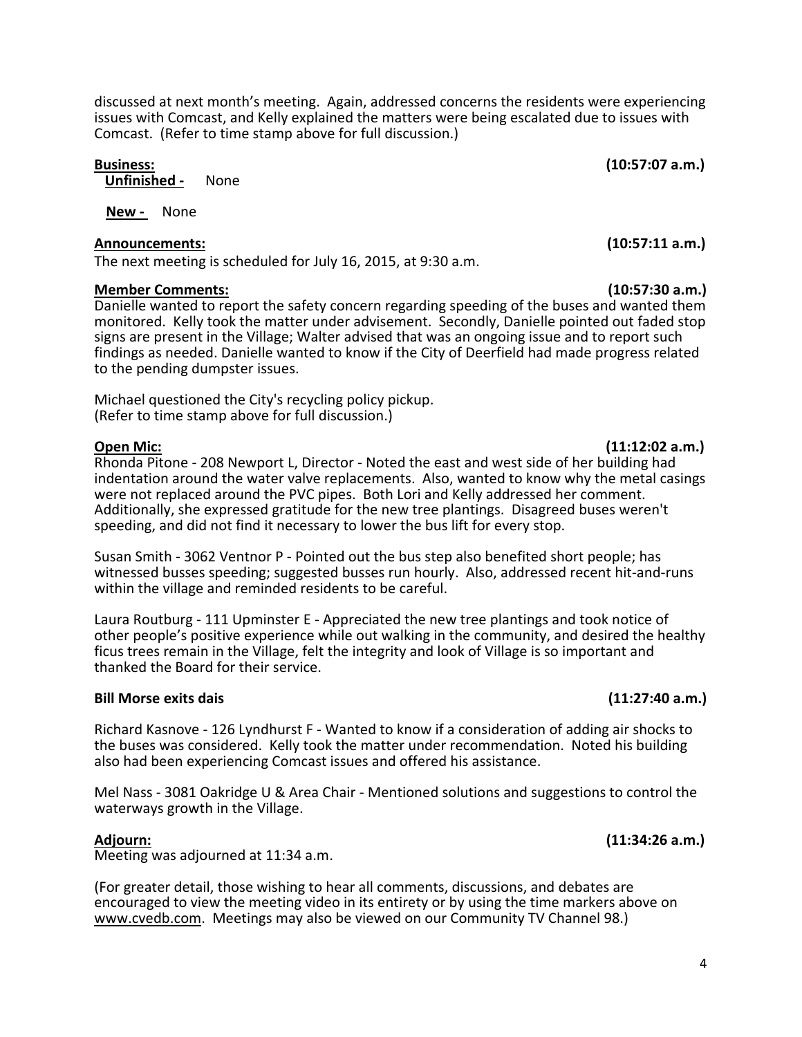discussed at next month's meeting. Again, addressed concerns the residents were experiencing issues with Comcast, and Kelly explained the matters were being escalated due to issues with Comcast. (Refer to time stamp above for full discussion.)

**Business:** **(10:57:07 a.m.)**

**Unfinished -** None

**New -** None

**Announcements:** **(10:57:11 a.m.)**

The next meeting is scheduled for July 16, 2015, at 9:30 a.m.

**Member Comments:** **(10:57:30 a.m.)**

Danielle wanted to report the safety concern regarding speeding of the buses and wanted them monitored. Kelly took the matter under advisement. Secondly, Danielle pointed out faded stop signs are present in the Village; Walter advised that was an ongoing issue and to report such findings as needed. Danielle wanted to know if the City of Deerfield had made progress related to the pending dumpster issues.

Michael questioned the City's recycling policy pickup.
(Refer to time stamp above for full discussion.)

**Open Mic:** **(11:12:02 a.m.)**

Rhonda Pitone - 208 Newport L, Director - Noted the east and west side of her building had indentation around the water valve replacements. Also, wanted to know why the metal casings were not replaced around the PVC pipes. Both Lori and Kelly addressed her comment. Additionally, she expressed gratitude for the new tree plantings. Disagreed buses weren't speeding, and did not find it necessary to lower the bus lift for every stop.

Susan Smith - 3062 Ventnor P - Pointed out the bus step also benefited short people; has witnessed busses speeding; suggested busses run hourly. Also, addressed recent hit-and-runs within the village and reminded residents to be careful.

Laura Routburg - 111 Upminster E - Appreciated the new tree plantings and took notice of other people's positive experience while out walking in the community, and desired the healthy ficus trees remain in the Village, felt the integrity and look of Village is so important and thanked the Board for their service.

**Bill Morse exits dais** **(11:27:40 a.m.)**

Richard Kasnove - 126 Lyndhurst F - Wanted to know if a consideration of adding air shocks to the buses was considered. Kelly took the matter under recommendation. Noted his building also had been experiencing Comcast issues and offered his assistance.

Mel Nass - 3081 Oakridge U & Area Chair - Mentioned solutions and suggestions to control the waterways growth in the Village.

**Adjourn:** **(11:34:26 a.m.)**

Meeting was adjourned at 11:34 a.m.

(For greater detail, those wishing to hear all comments, discussions, and debates are encouraged to view the meeting video in its entirety or by using the time markers above on www.cvedb.com. Meetings may also be viewed on our Community TV Channel 98.)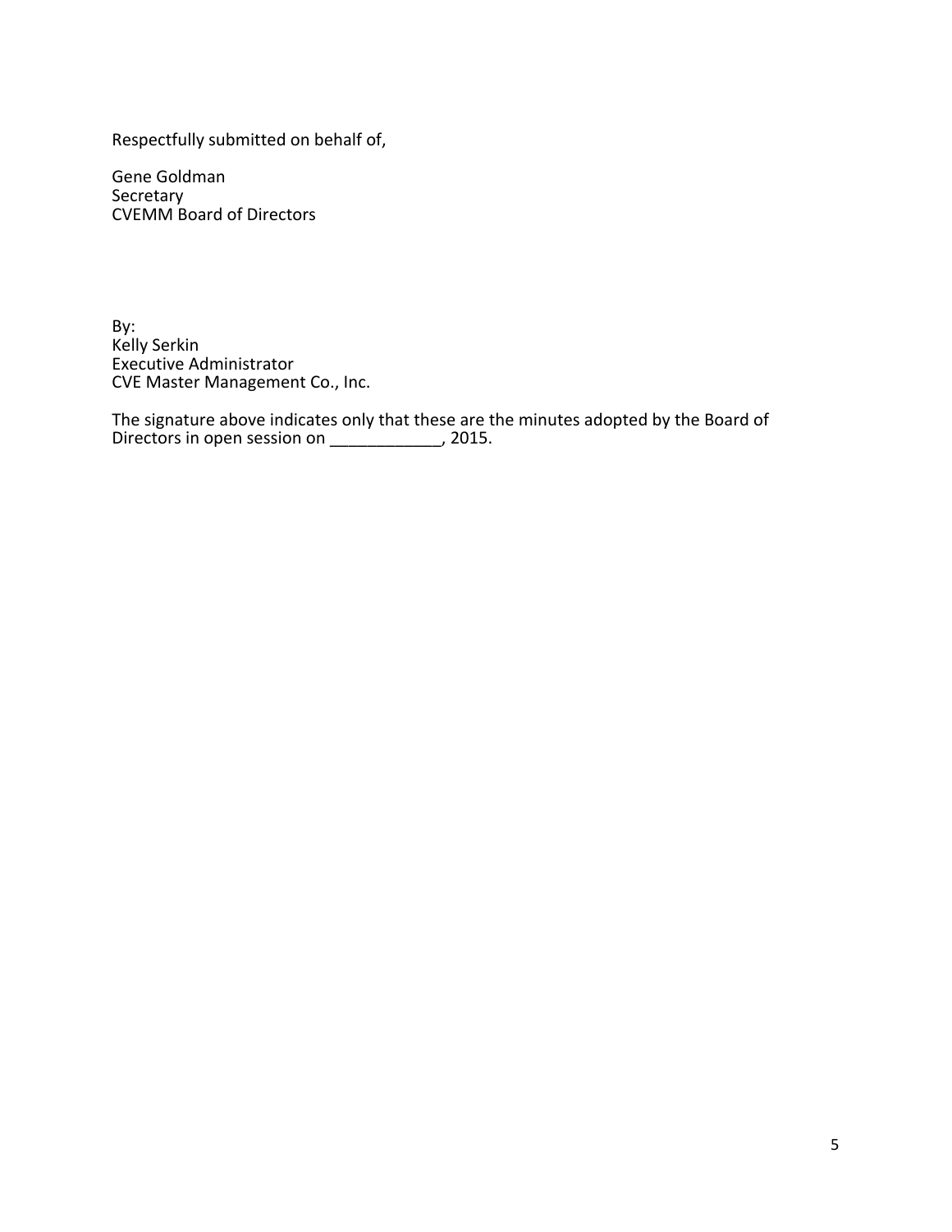Respectfully submitted on behalf of,

Gene Goldman  
Secretary  
CVEMM Board of Directors

By:  
Kelly Serkin  
Executive Administrator  
CVE Master Management Co., Inc.

The signature above indicates only that these are the minutes adopted by the Board of Directors in open session on ____________, 2015.